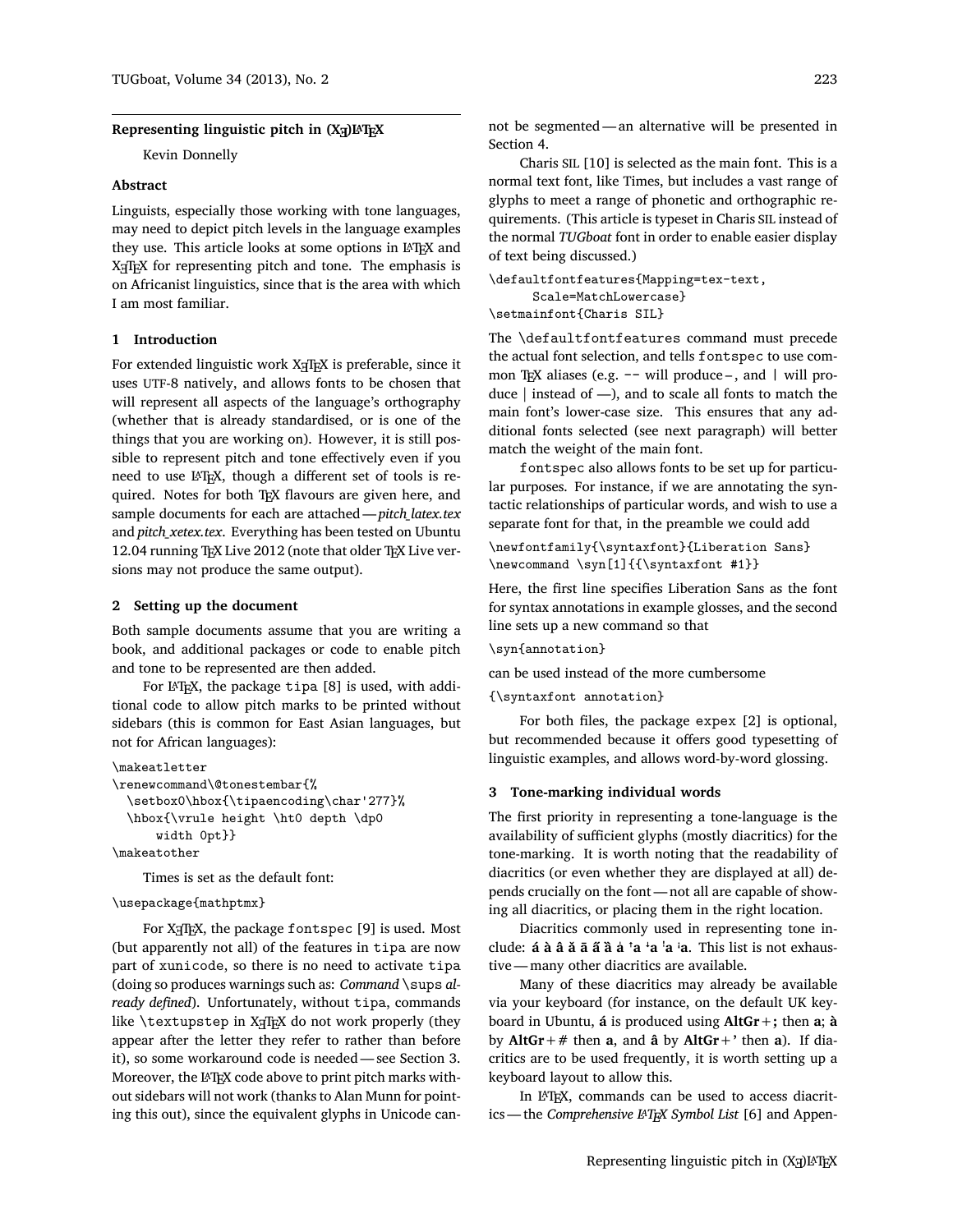# Representing linguistic pitch in (XƎ)LaTeX

Kevin Donnelly

## Abstract

Linguists, especially those working with tone languages, may need to depict pitch levels in the language examples they use. This article looks at some options in LaTeX and XƎTeX for representing pitch and tone. The emphasis is on Africanist linguistics, since that is the area with which I am most familiar.

## 1 Introduction

For extended linguistic work XƎTeX is preferable, since it uses UTF-8 natively, and allows fonts to be chosen that will represent all aspects of the language's orthography (whether that is already standardised, or is one of the things that you are working on). However, it is still possible to represent pitch and tone effectively even if you need to use LaTeX, though a different set of tools is required. Notes for both TeX flavours are given here, and sample documents for each are attached — *pitch_latex.tex* and *pitch_xetex.tex*. Everything has been tested on Ubuntu 12.04 running TeX Live 2012 (note that older TeX Live versions may not produce the same output).

## 2 Setting up the document

Both sample documents assume that you are writing a book, and additional packages or code to enable pitch and tone to be represented are then added.

For LaTeX, the package `tipa` [8] is used, with additional code to allow pitch marks to be printed without sidebars (this is common for East Asian languages, but not for African languages):

```
\makeatletter
\renewcommand\@tonestembar{%
  \setbox0\hbox{\tipaencoding\char'277}%
  \hbox{\vrule height \ht0 depth \dp0
      width 0pt}}
\makeatother
```

Times is set as the default font:

```
\usepackage{mathptmx}
```

For XƎTeX, the package `fontspec` [9] is used. Most (but apparently not all) of the features in `tipa` are now part of `xunicode`, so there is no need to activate `tipa` (doing so produces warnings such as: *Command* `\sups` *already defined*). Unfortunately, without `tipa`, commands like `\textupstep` in XƎTeX do not work properly (they appear after the letter they refer to rather than before it), so some workaround code is needed — see Section 3. Moreover, the LaTeX code above to print pitch marks without sidebars will not work (thanks to Alan Munn for pointing this out), since the equivalent glyphs in Unicode cannot be segmented — an alternative will be presented in Section 4.

Charis SIL [10] is selected as the main font. This is a normal text font, like Times, but includes a vast range of glyphs to meet a range of phonetic and orthographic requirements. (This article is typeset in Charis SIL instead of the normal *TUGboat* font in order to enable easier display of text being discussed.)

```
\defaultfontfeatures{Mapping=tex-text,
      Scale=MatchLowercase}
\setmainfont{Charis SIL}
```

The `\defaultfontfeatures` command must precede the actual font selection, and tells `fontspec` to use common TeX aliases (e.g. `--` will produce –, and `|` will produce | instead of —), and to scale all fonts to match the main font's lower-case size. This ensures that any additional fonts selected (see next paragraph) will better match the weight of the main font.

`fontspec` also allows fonts to be set up for particular purposes. For instance, if we are annotating the syntactic relationships of particular words, and wish to use a separate font for that, in the preamble we could add

```
\newfontfamily{\syntaxfont}{Liberation Sans}
\newcommand \syn[1]{{\syntaxfont #1}}
```

Here, the first line specifies Liberation Sans as the font for syntax annotations in example glosses, and the second line sets up a new command so that

```
\syn{annotation}
```

can be used instead of the more cumbersome

```
{\syntaxfont annotation}
```

For both files, the package `expex` [2] is optional, but recommended because it offers good typesetting of linguistic examples, and allows word-by-word glossing.

## 3 Tone-marking individual words

The first priority in representing a tone-language is the availability of sufficient glyphs (mostly diacritics) for the tone-marking. It is worth noting that the readability of diacritics (or even whether they are displayed at all) depends crucially on the font — not all are capable of showing all diacritics, or placing them in the right location.

Diacritics commonly used in representing tone include: **á à â ǎ ā a̋ ȁ ȧ ꜛa ꜜa ˈa ˌa**. This list is not exhaustive — many other diacritics are available.

Many of these diacritics may already be available via your keyboard (for instance, on the default UK keyboard in Ubuntu, **á** is produced using **AltGr+;** then **a**; **à** by **AltGr+#** then **a**, and **â** by **AltGr+'** then **a**). If diacritics are to be used frequently, it is worth setting up a keyboard layout to allow this.

In LaTeX, commands can be used to access diacritics — the *Comprehensive LaTeX Symbol List* [6] and Appen-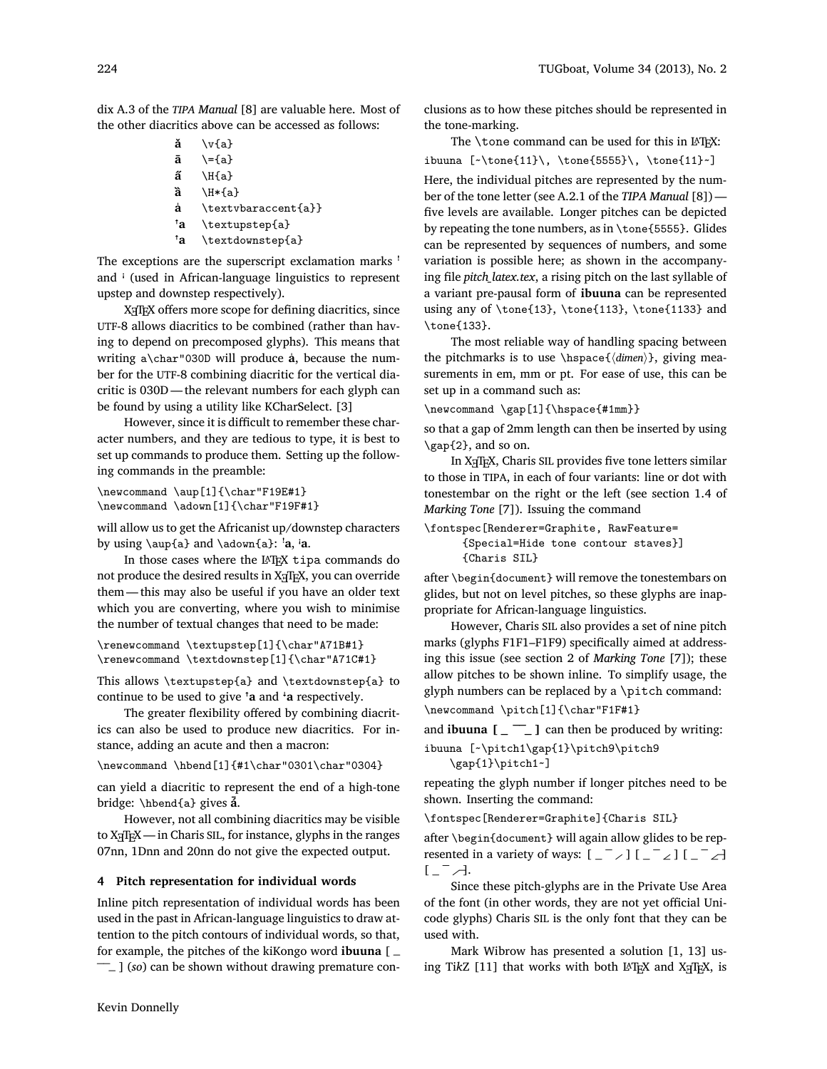dix A.3 of the *TIPA Manual* [8] are valuable here. Most of the other diacritics above can be accessed as follows:

| | |
|---|---|
| ǎ | `\v{a}` |
| ā | `\={a}` |
| a̋ | `\H{a}` |
| ȁ | `\H*{a}` |
| a̍ | `\textvbaraccent{a}}` |
| ꜛa | `\textupstep{a}` |
| ꜜa | `\textdownstep{a}` |

The exceptions are the superscript exclamation marks ꜝ and ꜞ (used in African-language linguistics to represent upstep and downstep respectively).

XeTeX offers more scope for defining diacritics, since UTF-8 allows diacritics to be combined (rather than having to depend on precomposed glyphs). This means that writing `a\char"030D` will produce a̍, because the number for the UTF-8 combining diacritic for the vertical diacritic is 030D — the relevant numbers for each glyph can be found by using a utility like KCharSelect. [3]

However, since it is difficult to remember these character numbers, and they are tedious to type, it is best to set up commands to produce them. Setting up the following commands in the preamble:

```
\newcommand \aup[1]{\char"F19E#1}
\newcommand \adown[1]{\char"F19F#1}
```

will allow us to get the Africanist up/downstep characters by using `\aup{a}` and `\adown{a}`: ꜝa, ꜞa.

In those cases where the LaTeX `tipa` commands do not produce the desired results in XeTeX, you can override them — this may also be useful if you have an older text which you are converting, where you wish to minimise the number of textual changes that need to be made:

```
\renewcommand \textupstep[1]{\char"A71B#1}
\renewcommand \textdownstep[1]{\char"A71C#1}
```

This allows `\textupstep{a}` and `\textdownstep{a}` to continue to be used to give ꜛa and ꜜa respectively.

The greater flexibility offered by combining diacritics can also be used to produce new diacritics. For instance, adding an acute and then a macron:

```
\newcommand \hbend[1]{#1\char"0301\char"0304}
```

can yield a diacritic to represent the end of a high-tone bridge: `\hbend{a}` gives á̄.

However, not all combining diacritics may be visible to XeTeX — in Charis SIL, for instance, glyphs in the ranges 07nn, 1Dnn and 20nn do not give the expected output.

## 4 Pitch representation for individual words

Inline pitch representation of individual words has been used in the past in African-language linguistics to draw attention to the pitch contours of individual words, so that, for example, the pitches of the kiKongo word **ibuuna** [ _ ‾‾ _ ] (*so*) can be shown without drawing premature conclusions as to how these pitches should be represented in the tone-marking.

The `\tone` command can be used for this in LaTeX:

```
ibuuna [~\tone{11}\, \tone{5555}\, \tone{11}~]
```

Here, the individual pitches are represented by the number of the tone letter (see A.2.1 of the *TIPA Manual* [8]) — five levels are available. Longer pitches can be depicted by repeating the tone numbers, as in `\tone{5555}`. Glides can be represented by sequences of numbers, and some variation is possible here; as shown in the accompanying file *pitch_latex.tex*, a rising pitch on the last syllable of a variant pre-pausal form of **ibuuna** can be represented using any of `\tone{13}`, `\tone{113}`, `\tone{1133}` and `\tone{133}`.

The most reliable way of handling spacing between the pitchmarks is to use `\hspace{⟨dimen⟩}`, giving measurements in em, mm or pt. For ease of use, this can be set up in a command such as:

```
\newcommand \gap[1]{\hspace{#1mm}}
```

so that a gap of 2mm length can then be inserted by using `\gap{2}`, and so on.

In XeTeX, Charis SIL provides five tone letters similar to those in TIPA, in each of four variants: line or dot with tonestembar on the right or the left (see section 1.4 of *Marking Tone* [7]). Issuing the command

```
\fontspec[Renderer=Graphite, RawFeature=
      {Special=Hide tone contour staves}]
      {Charis SIL}
```

after `\begin{document}` will remove the tonestembars on glides, but not on level pitches, so these glyphs are inappropriate for African-language linguistics.

However, Charis SIL also provides a set of nine pitch marks (glyphs F1F1–F1F9) specifically aimed at addressing this issue (see section 2 of *Marking Tone* [7]); these allow pitches to be shown inline. To simplify usage, the glyph numbers can be replaced by a `\pitch` command:

```
\newcommand \pitch[1]{\char"F1F#1}
```

and **ibuuna [ _ ‾‾ _ ]** can then be produced by writing:

```
ibuuna [~\pitch1\gap{1}\pitch9\pitch9
    \gap{1}\pitch1~]
```

repeating the glyph number if longer pitches need to be shown. Inserting the command:

```
\fontspec[Renderer=Graphite]{Charis SIL}
```

after `\begin{document}` will again allow glides to be represented in a variety of ways: [ _ ‾ ⟋ ] [ _ ‾ ∠ ] [ _ ‾ ∠˥ ] [ _ ‾ ⟋˥ ].

Since these pitch-glyphs are in the Private Use Area of the font (in other words, they are not yet official Unicode glyphs) Charis SIL is the only font that they can be used with.

Mark Wibrow has presented a solution [1, 13] using TikZ [11] that works with both LaTeX and XeTeX, is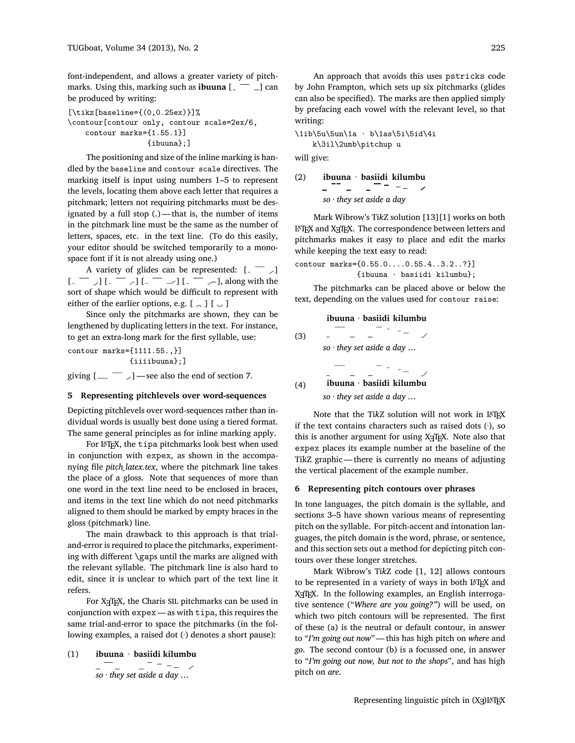font-independent, and allows a greater variety of pitchmarks. Using this, marking such as **ibuuna** [ˍ ‾‾ ˍ] can be produced by writing:

```
[\tikz[baseline={(0,0.25ex)}]%
\contour[contour only, contour scale=2ex/6,
    contour marks={1.55.1}]
                 {ibuuna};]
```

The positioning and size of the inline marking is handled by the baseline and contour scale directives. The marking itself is input using numbers 1–5 to represent the levels, locating them above each letter that requires a pitchmark; letters not requiring pitchmarks must be designated by a full stop (.) — that is, the number of items in the pitchmark line must be the same as the number of letters, spaces, etc. in the text line. (To do this easily, your editor should be switched temporarily to a monospace font if it is not already using one.)

A variety of glides can be represented: [ˍ ‾‾ ⁄] [ˍ ‾‾ ⁄] [ˍ ‾‾ ⁄] [ˍ ‾‾ ⁄] [ˍ ‾‾ ⁄], along with the sort of shape which would be difficult to represent with either of the earlier options, e.g. [ ⌢ ] [ ⌣ ]

Since only the pitchmarks are shown, they can be lengthened by duplicating letters in the text. For instance, to get an extra-long mark for the first syllable, use:

```
contour marks={1111.55.,}]
              {iiiibuuna};]
```

giving [ˍˍ ‾‾ ⁄] — see also the end of section 7.

## 5 Representing pitchlevels over word-sequences

Depicting pitchlevels over word-sequences rather than individual words is usually best done using a tiered format. The same general principles as for inline marking apply.

For LaTeX, the tipa pitchmarks look best when used in conjunction with expex, as shown in the accompanying file *pitch_latex.tex*, where the pitchmark line takes the place of a gloss. Note that sequences of more than one word in the text line need to be enclosed in braces, and items in the text line which do not need pitchmarks aligned to them should be marked by empty braces in the gloss (pitchmark) line.

The main drawback to this approach is that trial-and-error is required to place the pitchmarks, experimenting with different \gaps until the marks are aligned with the relevant syllable. The pitchmark line is also hard to edit, since it is unclear to which part of the text line it refers.

For XeTeX, the Charis SIL pitchmarks can be used in conjunction with expex — as with tipa, this requires the same trial-and-error to space the pitchmarks (in the following examples, a raised dot (·) denotes a short pause):

(1) **ibuuna · basiidi kilumbu**
*so · they set aside a day …*

An approach that avoids this uses pstricks code by John Frampton, which sets up six pitchmarks (glides can also be specified). The marks are then applied simply by prefacing each vowel with the relevant level, so that writing:

```
\1ib\5u\5un\1a · b\1as\5i\5id\4i
    k\3il\2umb\pitchup u
```

will give:

(2) **ibuuna · basiidi kilumbu**
*so · they set aside a day*

Mark Wibrow's TikZ solution [13][1] works on both LaTeX and XeTeX. The correspondence between letters and pitchmarks makes it easy to place and edit the marks while keeping the text easy to read:

```
contour marks={0.55.0....0.55.4..3.2..?}]
             {ibuuna · basiidi kilumbu};
```

The pitchmarks can be placed above or below the text, depending on the values used for contour raise:

(3) **ibuuna · basiidi kilumbu**
*so · they set aside a day …*

(4) **ibuuna · basiidi kilumbu**
*so · they set aside a day …*

Note that the TikZ solution will not work in LaTeX if the text contains characters such as raised dots (·), so this is another argument for using XeTeX. Note also that expex places its example number at the baseline of the TikZ graphic — there is currently no means of adjusting the vertical placement of the example number.

## 6 Representing pitch contours over phrases

In tone languages, the pitch domain is the syllable, and sections 3–5 have shown various means of representing pitch on the syllable. For pitch-accent and intonation languages, the pitch domain is the word, phrase, or sentence, and this section sets out a method for depicting pitch contours over these longer stretches.

Mark Wibrow's TikZ code [1, 12] allows contours to be represented in a variety of ways in both LaTeX and XeTeX. In the following examples, an English interrogative sentence ("*Where are you going?*") will be used, on which two pitch contours will be represented. The first of these (a) is the neutral or default contour, in answer to "*I'm going out now*" — this has high pitch on *where* and *go*. The second contour (b) is a focussed one, in answer to "*I'm going out now, but not to the shops*", and has high pitch on *are*.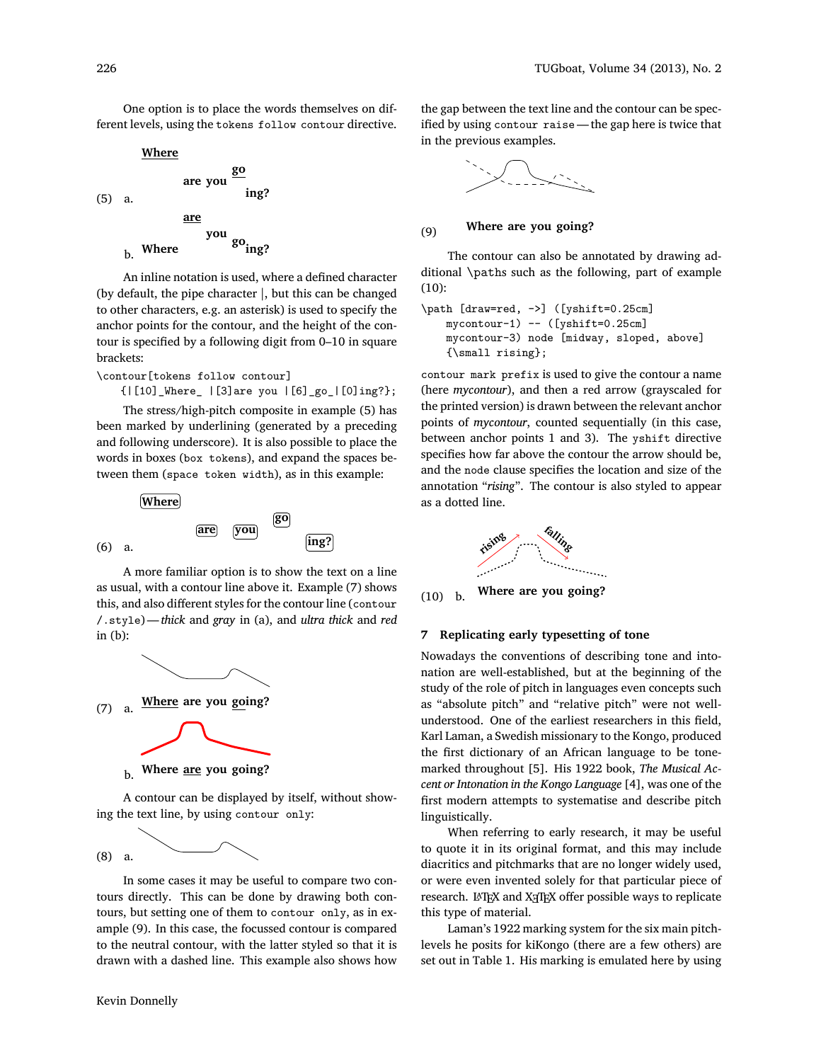One option is to place the words themselves on different levels, using the `tokens follow contour` directive.

(5) a. Where are you go ing?

b. Where you are go ing?

An inline notation is used, where a defined character (by default, the pipe character |, but this can be changed to other characters, e.g. an asterisk) is used to specify the anchor points for the contour, and the height of the contour is specified by a following digit from 0–10 in square brackets:

```
\contour[tokens follow contour]
    {|[10]_Where_ |[3]are you |[6]_go_|[0]ing?};
```

The stress/high-pitch composite in example (5) has been marked by underlining (generated by a preceding and following underscore). It is also possible to place the words in boxes (`box tokens`), and expand the spaces between them (`space token width`), as in this example:

(6) a. Where are you go ing?

A more familiar option is to show the text on a line as usual, with a contour line above it. Example (7) shows this, and also different styles for the contour line (`contour /.style`) — *thick* and *gray* in (a), and *ultra thick* and *red* in (b):

(7) a. Where are you going?

b. Where are you going?

A contour can be displayed by itself, without showing the text line, by using `contour only`:

(8) a.

In some cases it may be useful to compare two contours directly. This can be done by drawing both contours, but setting one of them to `contour only`, as in example (9). In this case, the focussed contour is compared to the neutral contour, with the latter styled so that it is drawn with a dashed line. This example also shows how the gap between the text line and the contour can be specified by using `contour raise` — the gap here is twice that in the previous examples.

(9) Where are you going?

The contour can also be annotated by drawing additional `\paths` such as the following, part of example (10):

```
\path [draw=red, ->] ([yshift=0.25cm]
    mycontour-1) -- ([yshift=0.25cm]
    mycontour-3) node [midway, sloped, above]
    {\small rising};
```

`contour mark prefix` is used to give the contour a name (here *mycontour*), and then a red arrow (grayscaled for the printed version) is drawn between the relevant anchor points of *mycontour*, counted sequentially (in this case, between anchor points 1 and 3). The `yshift` directive specifies how far above the contour the arrow should be, and the `node` clause specifies the location and size of the annotation "*rising*". The contour is also styled to appear as a dotted line.

(10) b. rising falling Where are you going?

## 7 Replicating early typesetting of tone

Nowadays the conventions of describing tone and intonation are well-established, but at the beginning of the study of the role of pitch in languages even concepts such as "absolute pitch" and "relative pitch" were not well-understood. One of the earliest researchers in this field, Karl Laman, a Swedish missionary to the Kongo, produced the first dictionary of an African language to be tone-marked throughout [5]. His 1922 book, *The Musical Accent or Intonation in the Kongo Language* [4], was one of the first modern attempts to systematise and describe pitch linguistically.

When referring to early research, it may be useful to quote it in its original format, and this may include diacritics and pitchmarks that are no longer widely used, or were even invented solely for that particular piece of research. LaTeX and XeTeX offer possible ways to replicate this type of material.

Laman's 1922 marking system for the six main pitch-levels he posits for kiKongo (there are a few others) are set out in Table 1. His marking is emulated here by using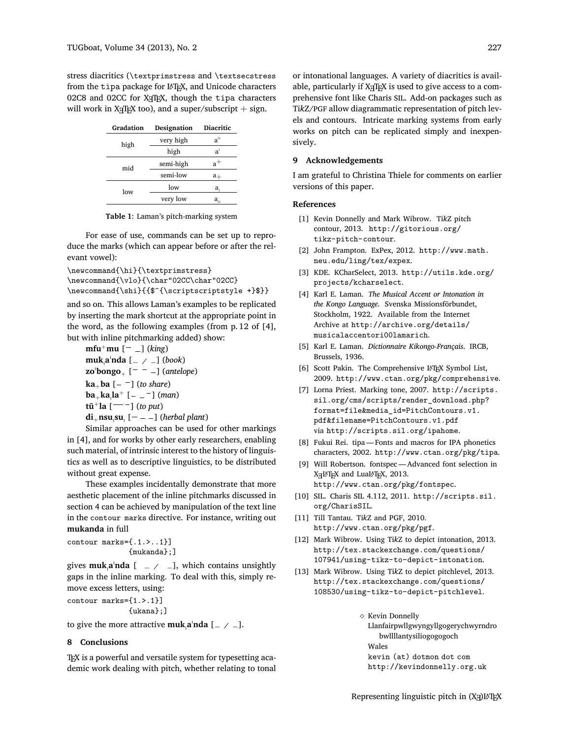stress diacritics (`\textprimstress` and `\textsecstress` from the `tipa` package for LaTeX, and Unicode characters 02C8 and 02CC for XeTeX, though the `tipa` characters will work in XeTeX too), and a super/subscript + sign.

| Gradation | Designation | Diacritic |
|---|---|---|
| high | very high | aˈˈ |
| | high | aˈ |
| mid | semi-high | $\text{a}^{+}$ |
| | semi-low | $\text{a}_{+}$ |
| low | low | aˌ |
| | very low | aˌˌ |

**Table 1**: Laman's pitch-marking system

For ease of use, commands can be set up to reproduce the marks (which can appear before or after the relevant vowel):

```
\newcommand{\hi}{\textprimstress}
\newcommand{\vlo}{\char"02CC\char"02CC}
\newcommand{\shi}{{$^{\scriptscriptstyle +}$}}
```

and so on. This allows Laman's examples to be replicated by inserting the mark shortcut at the appropriate point in the word, as the following examples (from p. 12 of [4], but with inline pitchmarking added) show:

**mfu**$^{+}$**mu** [¯ \_] (*king*)
**muk**ˌ**a**ˈ**nda** [\_ ⁄ \_] (*book*)
**zo**ˈ**bongo**$_{+}$ [¯ ¯ –] (*antelope*)
**ka**$_{+}$**ba** [– ¯] (*to share*)
**ba**$_{+}$**ka**ˌ**la**$^{+}$ [– \_ ¯] (*man*)
**tū**$^{+}$**la** [⎺⎺ ¯] (*to put*)
**di**$_{+}$**nsu**ˌ**su**ˌ [– – –] (*herbal plant*)

Similar approaches can be used for other markings in [4], and for works by other early researchers, enabling such material, of intrinsic interest to the history of linguistics as well as to descriptive linguistics, to be distributed without great expense.

These examples incidentally demonstrate that more aesthetic placement of the inline pitchmarks discussed in section 4 can be achieved by manipulation of the text line in the `contour marks` directive. For instance, writing out **mukanda** in full

```
contour marks={.1.>..1}]
             {mukanda};]
```

gives **muk**ˌ**a**ˈ**nda** [ \_ ⁄  \_], which contains unsightly gaps in the inline marking. To deal with this, simply remove excess letters, using:

```
contour marks={1.>.1}]
             {ukana};]
```

to give the more attractive **muk**ˌ**a**ˈ**nda** [\_ ⁄ \_].

## 8 Conclusions

TeX is a powerful and versatile system for typesetting academic work dealing with pitch, whether relating to tonal or intonational languages. A variety of diacritics is available, particularly if XeTeX is used to give access to a comprehensive font like Charis SIL. Add-on packages such as TikZ/PGF allow diagrammatic representation of pitch levels and contours. Intricate marking systems from early works on pitch can be replicated simply and inexpensively.

## 9 Acknowledgements

I am grateful to Christina Thiele for comments on earlier versions of this paper.

## References

[1] Kevin Donnelly and Mark Wibrow. TikZ pitch contour, 2013. http://gitorious.org/tikz-pitch-contour.

[2] John Frampton. ExPex, 2012. http://www.math.neu.edu/ling/tex/expex.

[3] KDE. KCharSelect, 2013. http://utils.kde.org/projects/kcharselect.

[4] Karl E. Laman. *The Musical Accent or Intonation in the Kongo Language*. Svenska Missionsförbundet, Stockholm, 1922. Available from the Internet Archive at http://archive.org/details/musicalaccentori00lamarich.

[5] Karl E. Laman. *Dictionnaire Kikongo-Français*. IRCB, Brussels, 1936.

[6] Scott Pakin. The Comprehensive LaTeX Symbol List, 2009. http://www.ctan.org/pkg/comprehensive.

[7] Lorna Priest. Marking tone, 2007. http://scripts.sil.org/cms/scripts/render_download.php?format=file&media_id=PitchContours.v1.pdf&filename=PitchContours.v1.pdf via http://scripts.sil.org/ipahome.

[8] Fukui Rei. tipa — Fonts and macros for IPA phonetics characters, 2002. http://www.ctan.org/pkg/tipa.

[9] Will Robertson. fontspec — Advanced font selection in XeLaTeX and LuaLaTeX, 2013. http://www.ctan.org/pkg/fontspec.

[10] SIL. Charis SIL 4.112, 2011. http://scripts.sil.org/CharisSIL.

[11] Till Tantau. TikZ and PGF, 2010. http://www.ctan.org/pkg/pgf.

[12] Mark Wibrow. Using TikZ to depict intonation, 2013. http://tex.stackexchange.com/questions/107941/using-tikz-to-depict-intonation.

[13] Mark Wibrow. Using TikZ to depict pitchlevel, 2013. http://tex.stackexchange.com/questions/108530/using-tikz-to-depict-pitchlevel.

◇ Kevin Donnelly
Llanfairpwllgwyngyllgogerychwyrndrobwllllantysiliogogogoch
Wales
kevin (at) dotmon dot com
http://kevindonnelly.org.uk